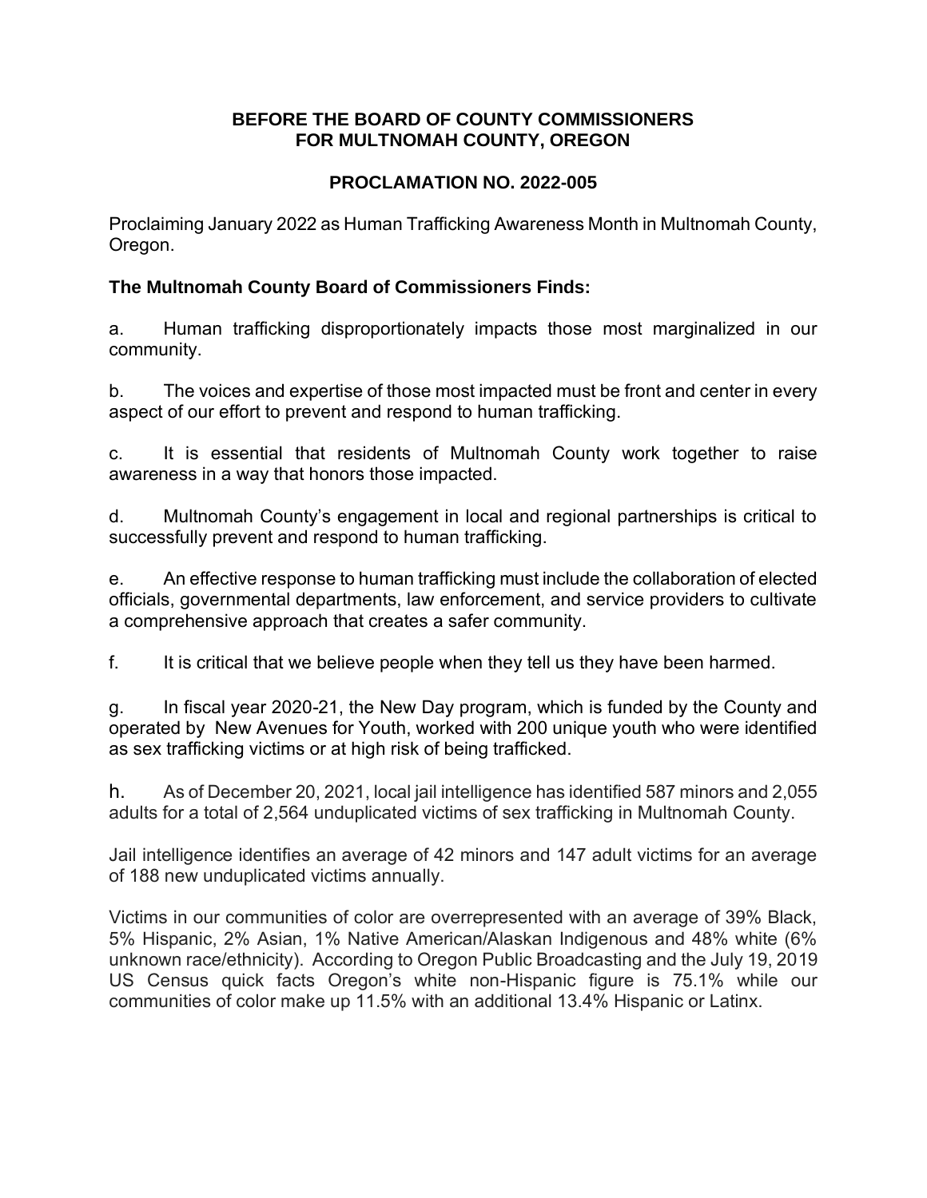**BEFORE THE BOARD OF COUNTY COMMISSIONERS**
**FOR MULTNOMAH COUNTY, OREGON**

**PROCLAMATION NO. 2022-005**

Proclaiming January 2022 as Human Trafficking Awareness Month in Multnomah County, Oregon.

**The Multnomah County Board of Commissioners Finds:**

a. Human trafficking disproportionately impacts those most marginalized in our community.

b. The voices and expertise of those most impacted must be front and center in every aspect of our effort to prevent and respond to human trafficking.

c. It is essential that residents of Multnomah County work together to raise awareness in a way that honors those impacted.

d. Multnomah County's engagement in local and regional partnerships is critical to successfully prevent and respond to human trafficking.

e. An effective response to human trafficking must include the collaboration of elected officials, governmental departments, law enforcement, and service providers to cultivate a comprehensive approach that creates a safer community.

f. It is critical that we believe people when they tell us they have been harmed.

g. In fiscal year 2020-21, the New Day program, which is funded by the County and operated by New Avenues for Youth, worked with 200 unique youth who were identified as sex trafficking victims or at high risk of being trafficked.

h. As of December 20, 2021, local jail intelligence has identified 587 minors and 2,055 adults for a total of 2,564 unduplicated victims of sex trafficking in Multnomah County.

Jail intelligence identifies an average of 42 minors and 147 adult victims for an average of 188 new unduplicated victims annually.

Victims in our communities of color are overrepresented with an average of 39% Black, 5% Hispanic, 2% Asian, 1% Native American/Alaskan Indigenous and 48% white (6% unknown race/ethnicity). According to Oregon Public Broadcasting and the July 19, 2019 US Census quick facts Oregon's white non-Hispanic figure is 75.1% while our communities of color make up 11.5% with an additional 13.4% Hispanic or Latinx.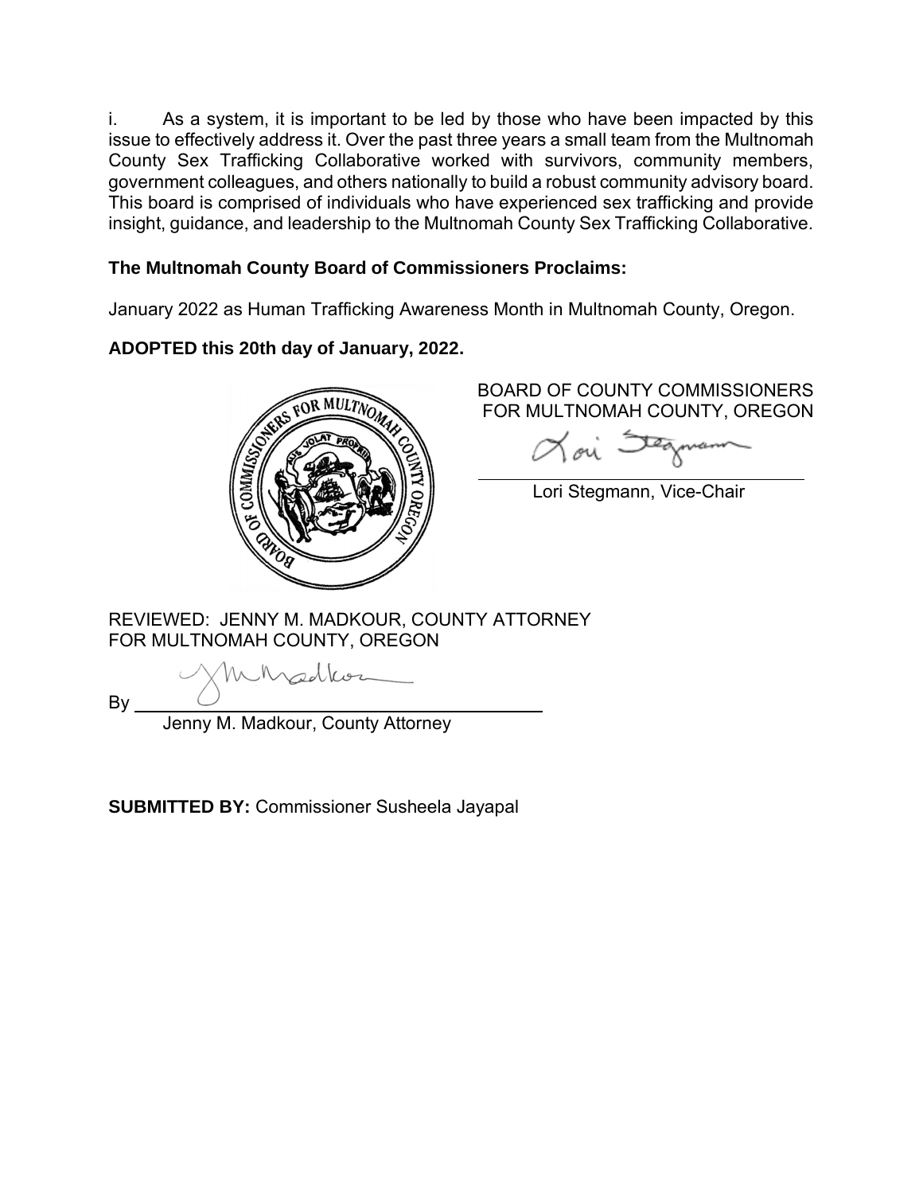i. As a system, it is important to be led by those who have been impacted by this issue to effectively address it. Over the past three years a small team from the Multnomah County Sex Trafficking Collaborative worked with survivors, community members, government colleagues, and others nationally to build a robust community advisory board. This board is comprised of individuals who have experienced sex trafficking and provide insight, guidance, and leadership to the Multnomah County Sex Trafficking Collaborative.

**The Multnomah County Board of Commissioners Proclaims:**

January 2022 as Human Trafficking Awareness Month in Multnomah County, Oregon.

**ADOPTED this 20th day of January, 2022.**

BOARD OF COUNTY COMMISSIONERS
FOR MULTNOMAH COUNTY, OREGON

Lori Stegmann

Lori Stegmann, Vice-Chair

REVIEWED: JENNY M. MADKOUR, COUNTY ATTORNEY
FOR MULTNOMAH COUNTY, OREGON

By JM Madkour

Jenny M. Madkour, County Attorney

**SUBMITTED BY:** Commissioner Susheela Jayapal